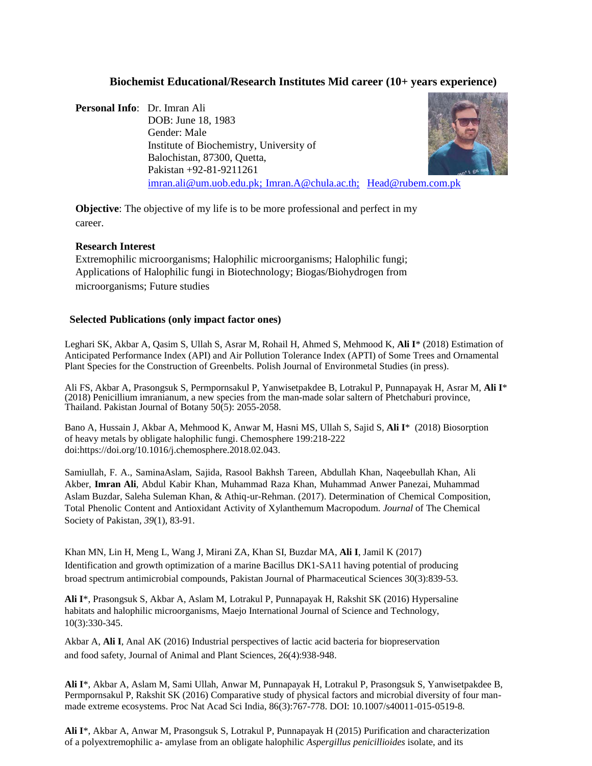## Biochemist Educational/Research Institutes Mid career (10+ years experience)

**Personal Info**: Dr. Imran Ali
DOB: June 18, 1983
Gender: Male
Institute of Biochemistry, University of Balochistan, 87300, Quetta, Pakistan +92-81-9211261
imran.ali@um.uob.edu.pk; Imran.A@chula.ac.th; Head@rubem.com.pk

**Objective**: The objective of my life is to be more professional and perfect in my career.

**Research Interest**
Extremophilic microorganisms; Halophilic microorganisms; Halophilic fungi; Applications of Halophilic fungi in Biotechnology; Biogas/Biohydrogen from microorganisms; Future studies

### Selected Publications (only impact factor ones)

Leghari SK, Akbar A, Qasim S, Ullah S, Asrar M, Rohail H, Ahmed S, Mehmood K, **Ali I**\* (2018) Estimation of Anticipated Performance Index (API) and Air Pollution Tolerance Index (APTI) of Some Trees and Ornamental Plant Species for the Construction of Greenbelts. Polish Journal of Environmetal Studies (in press).

Ali FS, Akbar A, Prasongsuk S, Permpornsakul P, Yanwisetpakdee B, Lotrakul P, Punnapayak H, Asrar M, **Ali I**\* (2018) Penicillium imranianum, a new species from the man-made solar saltern of Phetchaburi province, Thailand. Pakistan Journal of Botany 50(5): 2055-2058.

Bano A, Hussain J, Akbar A, Mehmood K, Anwar M, Hasni MS, Ullah S, Sajid S, **Ali I**\* (2018) Biosorption of heavy metals by obligate halophilic fungi. Chemosphere 199:218-222 doi:https://doi.org/10.1016/j.chemosphere.2018.02.043.

Samiullah, F. A., SaminaAslam, Sajida, Rasool Bakhsh Tareen, Abdullah Khan, Naqeebullah Khan, Ali Akber, **Imran Ali**, Abdul Kabir Khan, Muhammad Raza Khan, Muhammad Anwer Panezai, Muhammad Aslam Buzdar, Saleha Suleman Khan, & Athiq-ur-Rehman. (2017). Determination of Chemical Composition, Total Phenolic Content and Antioxidant Activity of Xylanthemum Macropodum. *Journal* of The Chemical Society of Pakistan, *39*(1), 83-91.

Khan MN, Lin H, Meng L, Wang J, Mirani ZA, Khan SI, Buzdar MA, **Ali I**, Jamil K (2017) Identification and growth optimization of a marine Bacillus DK1-SA11 having potential of producing broad spectrum antimicrobial compounds, Pakistan Journal of Pharmaceutical Sciences 30(3):839-53.

**Ali I**\*, Prasongsuk S, Akbar A, Aslam M, Lotrakul P, Punnapayak H, Rakshit SK (2016) Hypersaline habitats and halophilic microorganisms, Maejo International Journal of Science and Technology, 10(3):330-345.

Akbar A, **Ali I**, Anal AK (2016) Industrial perspectives of lactic acid bacteria for biopreservation and food safety, Journal of Animal and Plant Sciences, 26(4):938-948.

**Ali I**\*, Akbar A, Aslam M, Sami Ullah, Anwar M, Punnapayak H, Lotrakul P, Prasongsuk S, Yanwisetpakdee B, Permpornsakul P, Rakshit SK (2016) Comparative study of physical factors and microbial diversity of four man-made extreme ecosystems. Proc Nat Acad Sci India, 86(3):767-778. DOI: 10.1007/s40011-015-0519-8.

**Ali I**\*, Akbar A, Anwar M, Prasongsuk S, Lotrakul P, Punnapayak H (2015) Purification and characterization of a polyextremophilic a- amylase from an obligate halophilic *Aspergillus penicillioides* isolate, and its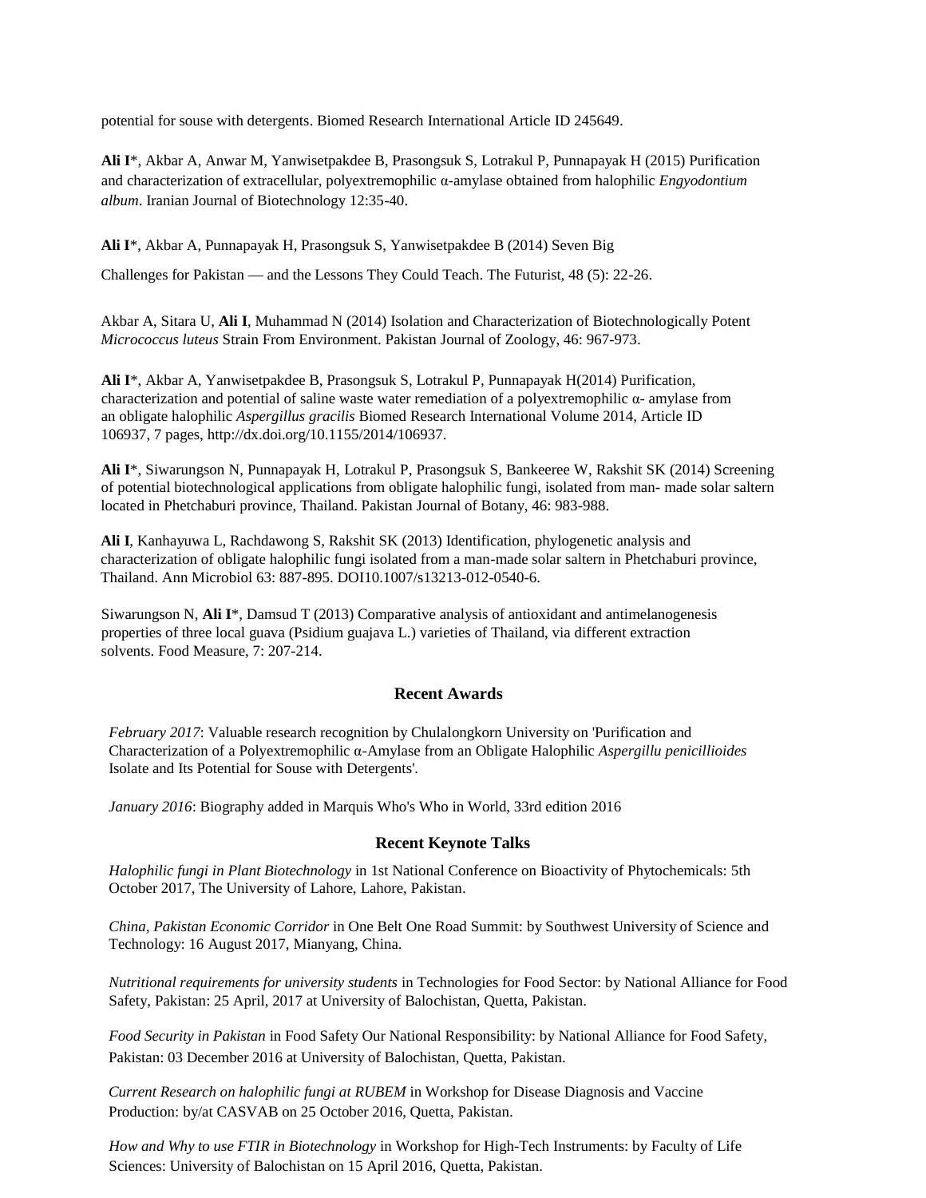potential for souse with detergents. Biomed Research International Article ID 245649.

**Ali I***, Akbar A, Anwar M, Yanwisetpakdee B, Prasongsuk S, Lotrakul P, Punnapayak H (2015) Purification and characterization of extracellular, polyextremophilic α-amylase obtained from halophilic *Engyodontium album*. Iranian Journal of Biotechnology 12:35-40.

**Ali I***, Akbar A, Punnapayak H, Prasongsuk S, Yanwisetpakdee B (2014) Seven Big

Challenges for Pakistan — and the Lessons They Could Teach. The Futurist, 48 (5): 22-26.

Akbar A, Sitara U, **Ali I**, Muhammad N (2014) Isolation and Characterization of Biotechnologically Potent *Micrococcus luteus* Strain From Environment. Pakistan Journal of Zoology, 46: 967-973.

**Ali I***, Akbar A, Yanwisetpakdee B, Prasongsuk S, Lotrakul P, Punnapayak H(2014) Purification, characterization and potential of saline waste water remediation of a polyextremophilic α- amylase from an obligate halophilic *Aspergillus gracilis* Biomed Research International Volume 2014, Article ID 106937, 7 pages, http://dx.doi.org/10.1155/2014/106937.

**Ali I***, Siwarungson N, Punnapayak H, Lotrakul P, Prasongsuk S, Bankeeree W, Rakshit SK (2014) Screening of potential biotechnological applications from obligate halophilic fungi, isolated from man- made solar saltern located in Phetchaburi province, Thailand. Pakistan Journal of Botany, 46: 983-988.

**Ali I**, Kanhayuwa L, Rachdawong S, Rakshit SK (2013) Identification, phylogenetic analysis and characterization of obligate halophilic fungi isolated from a man-made solar saltern in Phetchaburi province, Thailand. Ann Microbiol 63: 887-895. DOI10.1007/s13213-012-0540-6.

Siwarungson N, **Ali I***, Damsud T (2013) Comparative analysis of antioxidant and antimelanogenesis properties of three local guava (Psidium guajava L.) varieties of Thailand, via different extraction solvents. Food Measure, 7: 207-214.

### Recent Awards

*February 2017*: Valuable research recognition by Chulalongkorn University on 'Purification and Characterization of a Polyextremophilic α-Amylase from an Obligate Halophilic *Aspergillu penicillioides* Isolate and Its Potential for Souse with Detergents'.

*January 2016*: Biography added in Marquis Who's Who in World, 33rd edition 2016

### Recent Keynote Talks

*Halophilic fungi in Plant Biotechnology* in 1st National Conference on Bioactivity of Phytochemicals: 5th October 2017, The University of Lahore, Lahore, Pakistan.

*China, Pakistan Economic Corridor* in One Belt One Road Summit: by Southwest University of Science and Technology: 16 August 2017, Mianyang, China.

*Nutritional requirements for university students* in Technologies for Food Sector: by National Alliance for Food Safety, Pakistan: 25 April, 2017 at University of Balochistan, Quetta, Pakistan.

*Food Security in Pakistan* in Food Safety Our National Responsibility: by National Alliance for Food Safety, Pakistan: 03 December 2016 at University of Balochistan, Quetta, Pakistan.

*Current Research on halophilic fungi at RUBEM* in Workshop for Disease Diagnosis and Vaccine Production: by/at CASVAB on 25 October 2016, Quetta, Pakistan.

*How and Why to use FTIR in Biotechnology* in Workshop for High-Tech Instruments: by Faculty of Life Sciences: University of Balochistan on 15 April 2016, Quetta, Pakistan.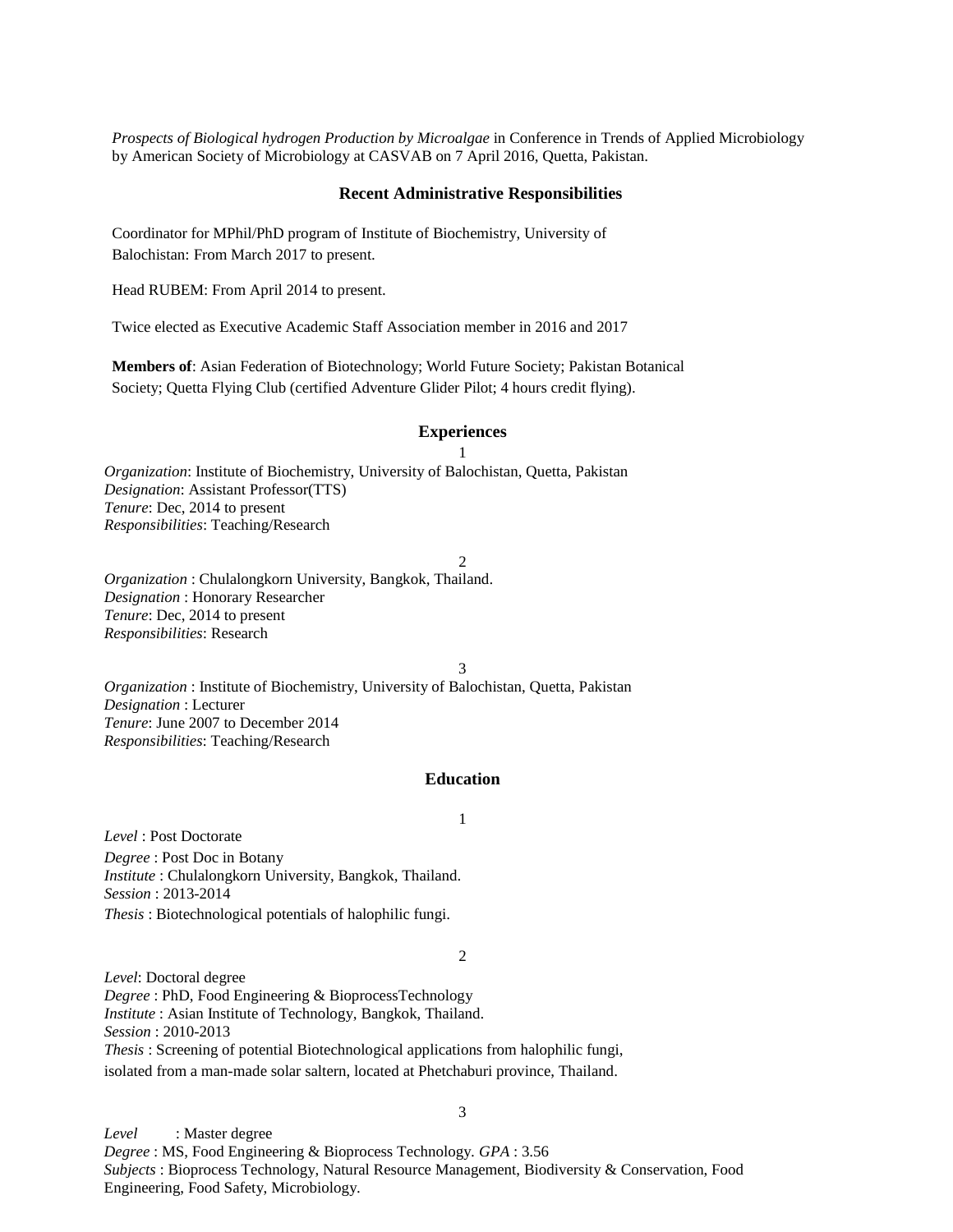*Prospects of Biological hydrogen Production by Microalgae* in Conference in Trends of Applied Microbiology by American Society of Microbiology at CASVAB on 7 April 2016, Quetta, Pakistan.

## Recent Administrative Responsibilities

Coordinator for MPhil/PhD program of Institute of Biochemistry, University of Balochistan: From March 2017 to present.

Head RUBEM: From April 2014 to present.

Twice elected as Executive Academic Staff Association member in 2016 and 2017

**Members of**: Asian Federation of Biotechnology; World Future Society; Pakistan Botanical Society; Quetta Flying Club (certified Adventure Glider Pilot; 4 hours credit flying).

## Experiences

1

*Organization*: Institute of Biochemistry, University of Balochistan, Quetta, Pakistan
*Designation*: Assistant Professor(TTS)
*Tenure*: Dec, 2014 to present
*Responsibilities*: Teaching/Research

2

*Organization* : Chulalongkorn University, Bangkok, Thailand.
*Designation* : Honorary Researcher
*Tenure*: Dec, 2014 to present
*Responsibilities*: Research

3

*Organization* : Institute of Biochemistry, University of Balochistan, Quetta, Pakistan
*Designation* : Lecturer
*Tenure*: June 2007 to December 2014
*Responsibilities*: Teaching/Research

## Education

1

*Level* : Post Doctorate
*Degree* : Post Doc in Botany
*Institute* : Chulalongkorn University, Bangkok, Thailand.
*Session* : 2013-2014
*Thesis* : Biotechnological potentials of halophilic fungi.

2

*Level*: Doctoral degree
*Degree* : PhD, Food Engineering & BioprocessTechnology
*Institute* : Asian Institute of Technology, Bangkok, Thailand.
*Session* : 2010-2013
*Thesis* : Screening of potential Biotechnological applications from halophilic fungi, isolated from a man-made solar saltern, located at Phetchaburi province, Thailand.

3

*Level* : Master degree
*Degree* : MS, Food Engineering & Bioprocess Technology. *GPA* : 3.56
*Subjects* : Bioprocess Technology, Natural Resource Management, Biodiversity & Conservation, Food Engineering, Food Safety, Microbiology.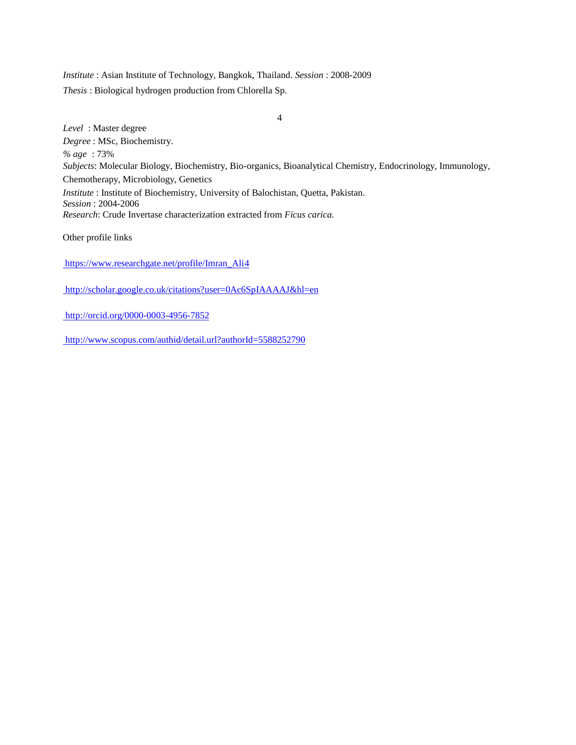*Institute* : Asian Institute of Technology, Bangkok, Thailand. *Session* : 2008-2009

*Thesis* : Biological hydrogen production from Chlorella Sp.

*Level* : Master degree

*Degree* : MSc, Biochemistry.

*% age* : 73%

*Subjects*: Molecular Biology, Biochemistry, Bio-organics, Bioanalytical Chemistry, Endocrinology, Immunology, Chemotherapy, Microbiology, Genetics

*Institute* : Institute of Biochemistry, University of Balochistan, Quetta, Pakistan.

*Session* : 2004-2006

*Research*: Crude Invertase characterization extracted from *Ficus carica.*

Other profile links

https://www.researchgate.net/profile/Imran_Ali4

http://scholar.google.co.uk/citations?user=0Ac6SpIAAAAJ&hl=en

http://orcid.org/0000-0003-4956-7852

http://www.scopus.com/authid/detail.url?authorId=5588252790